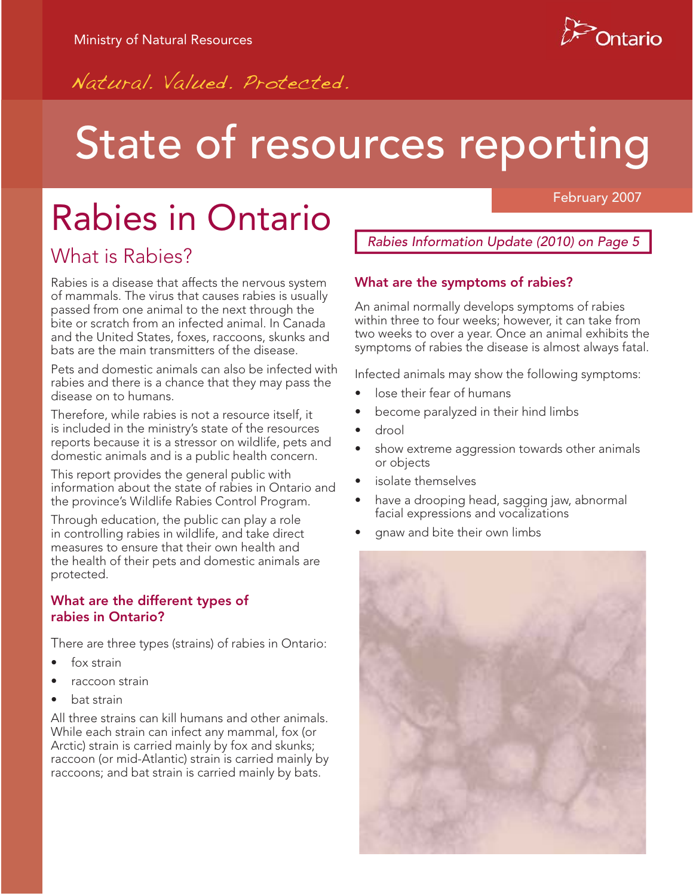Ministry of Natural Resources

Ontario

*Natural. Valued. Protected.*

# State of resources reporting

February 2007

# Rabies in Ontario

*Rabies Information Update (2010) on Page 5*

## What is Rabies?

Rabies is a disease that affects the nervous system of mammals. The virus that causes rabies is usually passed from one animal to the next through the bite or scratch from an infected animal. In Canada and the United States, foxes, raccoons, skunks and bats are the main transmitters of the disease.

Pets and domestic animals can also be infected with rabies and there is a chance that they may pass the disease on to humans.

Therefore, while rabies is not a resource itself, it is included in the ministry's state of the resources reports because it is a stressor on wildlife, pets and domestic animals and is a public health concern.

This report provides the general public with information about the state of rabies in Ontario and the province's Wildlife Rabies Control Program.

Through education, the public can play a role in controlling rabies in wildlife, and take direct measures to ensure that their own health and the health of their pets and domestic animals are protected.

### What are the different types of rabies in Ontario?

There are three types (strains) of rabies in Ontario:

- fox strain
- raccoon strain
- bat strain

All three strains can kill humans and other animals. While each strain can infect any mammal, fox (or Arctic) strain is carried mainly by fox and skunks; raccoon (or mid-Atlantic) strain is carried mainly by raccoons; and bat strain is carried mainly by bats.

### What are the symptoms of rabies?

An animal normally develops symptoms of rabies within three to four weeks; however, it can take from two weeks to over a year. Once an animal exhibits the symptoms of rabies the disease is almost always fatal.

Infected animals may show the following symptoms:

- lose their fear of humans
- become paralyzed in their hind limbs
- drool
- show extreme aggression towards other animals or objects
- isolate themselves
- have a drooping head, sagging jaw, abnormal facial expressions and vocalizations
- gnaw and bite their own limbs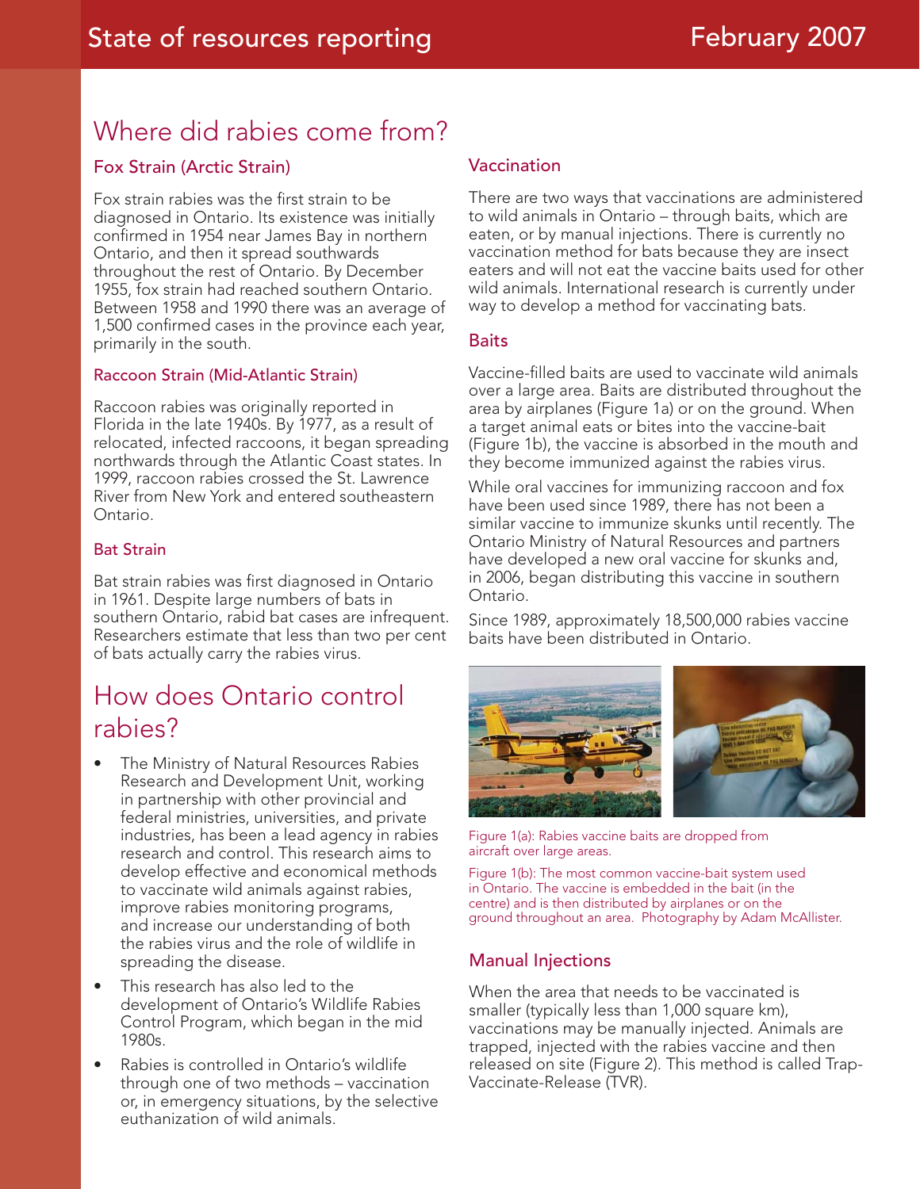## Where did rabies come from?

### Fox Strain (Arctic Strain)

Fox strain rabies was the first strain to be diagnosed in Ontario. Its existence was initially confirmed in 1954 near James Bay in northern Ontario, and then it spread southwards throughout the rest of Ontario. By December 1955, fox strain had reached southern Ontario. Between 1958 and 1990 there was an average of 1,500 confirmed cases in the province each year, primarily in the south.

#### Raccoon Strain (Mid-Atlantic Strain)

Raccoon rabies was originally reported in Florida in the late 1940s. By 1977, as a result of relocated, infected raccoons, it began spreading northwards through the Atlantic Coast states. In 1999, raccoon rabies crossed the St. Lawrence River from New York and entered southeastern Ontario.

#### Bat Strain

Bat strain rabies was first diagnosed in Ontario in 1961. Despite large numbers of bats in southern Ontario, rabid bat cases are infrequent. Researchers estimate that less than two per cent of bats actually carry the rabies virus.

## How does Ontario control rabies?

- The Ministry of Natural Resources Rabies Research and Development Unit, working in partnership with other provincial and federal ministries, universities, and private industries, has been a lead agency in rabies research and control. This research aims to develop effective and economical methods to vaccinate wild animals against rabies, improve rabies monitoring programs, and increase our understanding of both the rabies virus and the role of wildlife in spreading the disease.
- This research has also led to the development of Ontario's Wildlife Rabies Control Program, which began in the mid 1980s.
- Rabies is controlled in Ontario's wildlife through one of two methods – vaccination or, in emergency situations, by the selective euthanization of wild animals.

### Vaccination

There are two ways that vaccinations are administered to wild animals in Ontario – through baits, which are eaten, or by manual injections. There is currently no vaccination method for bats because they are insect eaters and will not eat the vaccine baits used for other wild animals. International research is currently under way to develop a method for vaccinating bats.

### Baits

Vaccine-filled baits are used to vaccinate wild animals over a large area. Baits are distributed throughout the area by airplanes (Figure 1a) or on the ground. When a target animal eats or bites into the vaccine-bait (Figure 1b), the vaccine is absorbed in the mouth and they become immunized against the rabies virus.

While oral vaccines for immunizing raccoon and fox have been used since 1989, there has not been a similar vaccine to immunize skunks until recently. The Ontario Ministry of Natural Resources and partners have developed a new oral vaccine for skunks and, in 2006, began distributing this vaccine in southern Ontario.

Since 1989, approximately 18,500,000 rabies vaccine baits have been distributed in Ontario.

Figure 1(a): Rabies vaccine baits are dropped from aircraft over large areas.

Figure 1(b): The most common vaccine-bait system used in Ontario. The vaccine is embedded in the bait (in the centre) and is then distributed by airplanes or on the ground throughout an area. Photography by Adam McAllister.

### Manual Injections

When the area that needs to be vaccinated is smaller (typically less than 1,000 square km), vaccinations may be manually injected. Animals are trapped, injected with the rabies vaccine and then released on site (Figure 2). This method is called Trap-Vaccinate-Release (TVR).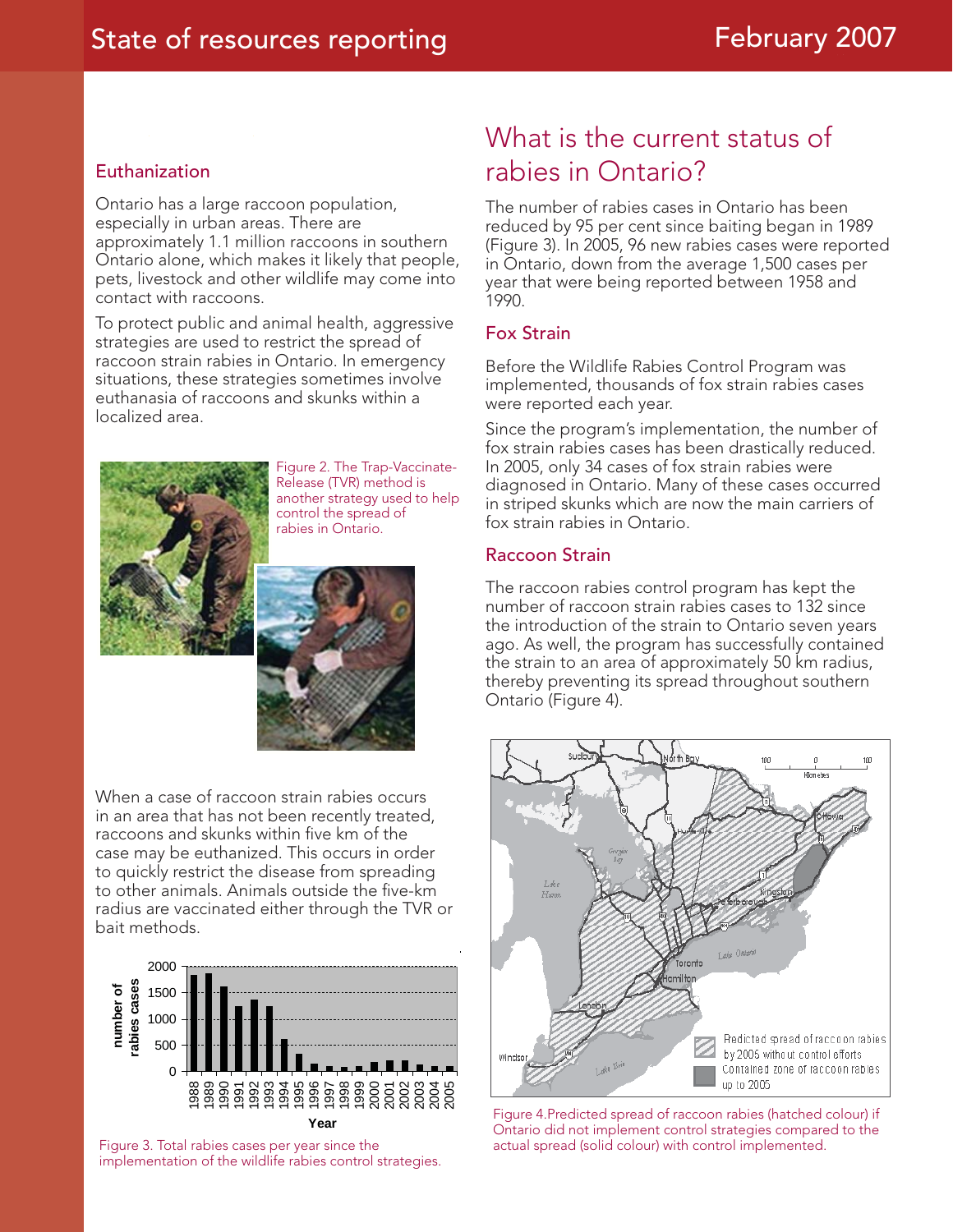## Euthanization

Ontario has a large raccoon population, especially in urban areas. There are approximately 1.1 million raccoons in southern Ontario alone, which makes it likely that people, pets, livestock and other wildlife may come into contact with raccoons.

To protect public and animal health, aggressive strategies are used to restrict the spread of raccoon strain rabies in Ontario. In emergency situations, these strategies sometimes involve euthanasia of raccoons and skunks within a localized area.

Figure 2. The Trap-Vaccinate-Release (TVR) method is another strategy used to help control the spread of rabies in Ontario.

When a case of raccoon strain rabies occurs in an area that has not been recently treated, raccoons and skunks within five km of the case may be euthanized. This occurs in order to quickly restrict the disease from spreading to other animals. Animals outside the five-km radius are vaccinated either through the TVR or bait methods.

Figure 3. Total rabies cases per year since the implementation of the wildlife rabies control strategies.

# What is the current status of rabies in Ontario?

The number of rabies cases in Ontario has been reduced by 95 per cent since baiting began in 1989 (Figure 3). In 2005, 96 new rabies cases were reported in Ontario, down from the average 1,500 cases per year that were being reported between 1958 and 1990.

## Fox Strain

Before the Wildlife Rabies Control Program was implemented, thousands of fox strain rabies cases were reported each year.

Since the program's implementation, the number of fox strain rabies cases has been drastically reduced. In 2005, only 34 cases of fox strain rabies were diagnosed in Ontario. Many of these cases occurred in striped skunks which are now the main carriers of fox strain rabies in Ontario.

## Raccoon Strain

The raccoon rabies control program has kept the number of raccoon strain rabies cases to 132 since the introduction of the strain to Ontario seven years ago. As well, the program has successfully contained the strain to an area of approximately 50 km radius, thereby preventing its spread throughout southern Ontario (Figure 4).

Figure 4. Predicted spread of raccoon rabies (hatched colour) if Ontario did not implement control strategies compared to the actual spread (solid colour) with control implemented.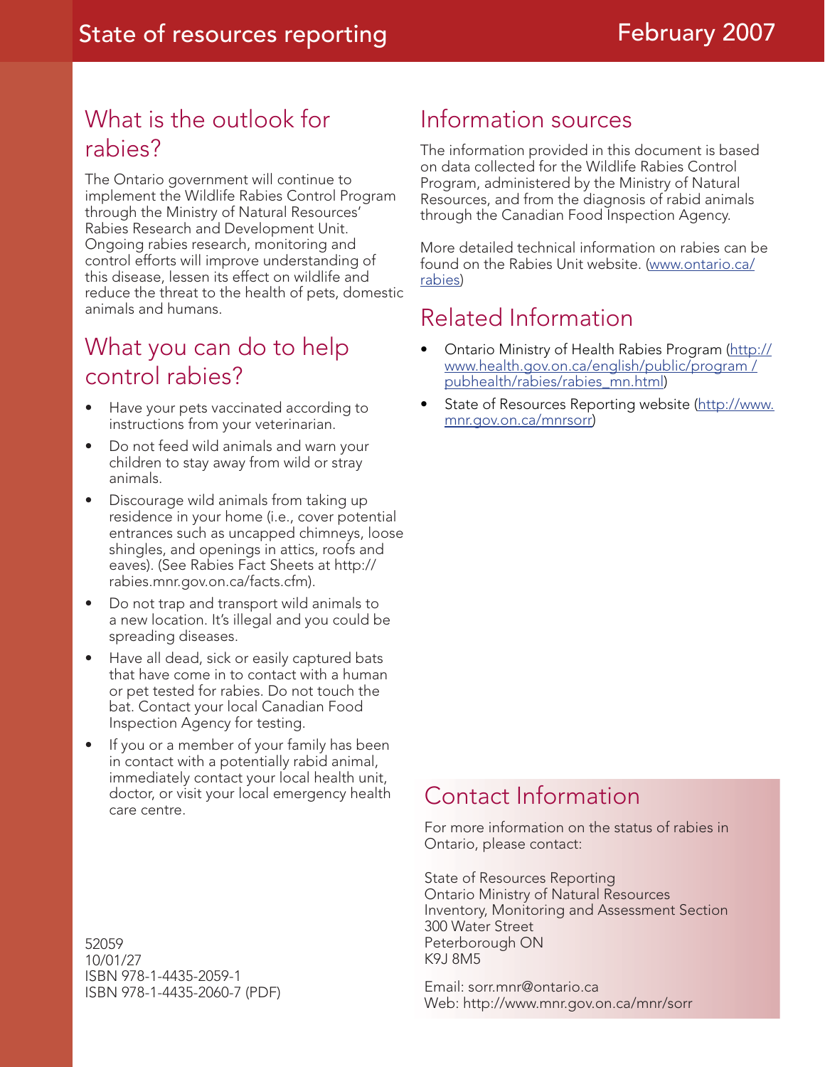## What is the outlook for rabies?

The Ontario government will continue to implement the Wildlife Rabies Control Program through the Ministry of Natural Resources' Rabies Research and Development Unit. Ongoing rabies research, monitoring and control efforts will improve understanding of this disease, lessen its effect on wildlife and reduce the threat to the health of pets, domestic animals and humans.

## What you can do to help control rabies?

- Have your pets vaccinated according to instructions from your veterinarian.
- Do not feed wild animals and warn your children to stay away from wild or stray animals.
- Discourage wild animals from taking up residence in your home (i.e., cover potential entrances such as uncapped chimneys, loose shingles, and openings in attics, roofs and eaves). (See Rabies Fact Sheets at http://rabies.mnr.gov.on.ca/facts.cfm).
- Do not trap and transport wild animals to a new location. It's illegal and you could be spreading diseases.
- Have all dead, sick or easily captured bats that have come in to contact with a human or pet tested for rabies. Do not touch the bat. Contact your local Canadian Food Inspection Agency for testing.
- If you or a member of your family has been in contact with a potentially rabid animal, immediately contact your local health unit, doctor, or visit your local emergency health care centre.

52059
10/01/27
ISBN 978-1-4435-2059-1
ISBN 978-1-4435-2060-7 (PDF)

## Information sources

The information provided in this document is based on data collected for the Wildlife Rabies Control Program, administered by the Ministry of Natural Resources, and from the diagnosis of rabid animals through the Canadian Food Inspection Agency.

More detailed technical information on rabies can be found on the Rabies Unit website. (www.ontario.ca/rabies)

## Related Information

- Ontario Ministry of Health Rabies Program (http://www.health.gov.on.ca/english/public/program /pubhealth/rabies/rabies_mn.html)
- State of Resources Reporting website (http://www.mnr.gov.on.ca/mnrsorr)

## Contact Information

For more information on the status of rabies in Ontario, please contact:

State of Resources Reporting
Ontario Ministry of Natural Resources
Inventory, Monitoring and Assessment Section
300 Water Street
Peterborough ON
K9J 8M5

Email: sorr.mnr@ontario.ca
Web: http://www.mnr.gov.on.ca/mnr/sorr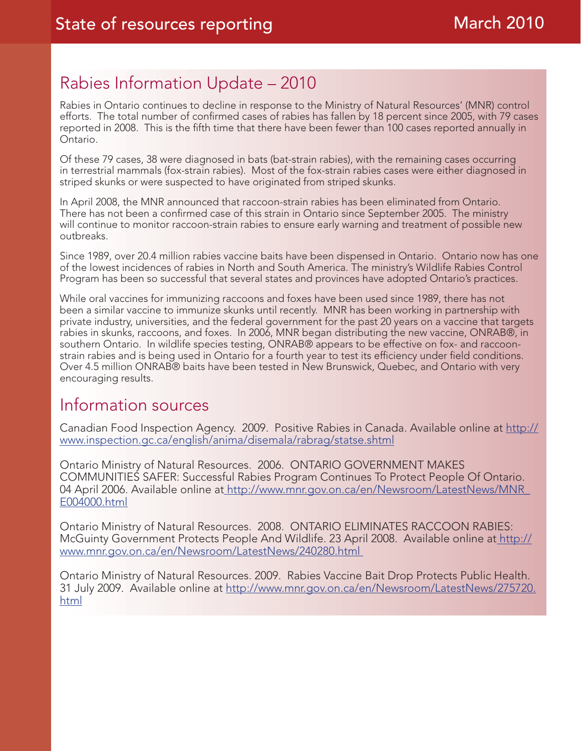## Rabies Information Update – 2010

Rabies in Ontario continues to decline in response to the Ministry of Natural Resources' (MNR) control efforts. The total number of confirmed cases of rabies has fallen by 18 percent since 2005, with 79 cases reported in 2008. This is the fifth time that there have been fewer than 100 cases reported annually in Ontario.

Of these 79 cases, 38 were diagnosed in bats (bat-strain rabies), with the remaining cases occurring in terrestrial mammals (fox-strain rabies). Most of the fox-strain rabies cases were either diagnosed in striped skunks or were suspected to have originated from striped skunks.

In April 2008, the MNR announced that raccoon-strain rabies has been eliminated from Ontario. There has not been a confirmed case of this strain in Ontario since September 2005. The ministry will continue to monitor raccoon-strain rabies to ensure early warning and treatment of possible new outbreaks.

Since 1989, over 20.4 million rabies vaccine baits have been dispensed in Ontario. Ontario now has one of the lowest incidences of rabies in North and South America. The ministry's Wildlife Rabies Control Program has been so successful that several states and provinces have adopted Ontario's practices.

While oral vaccines for immunizing raccoons and foxes have been used since 1989, there has not been a similar vaccine to immunize skunks until recently. MNR has been working in partnership with private industry, universities, and the federal government for the past 20 years on a vaccine that targets rabies in skunks, raccoons, and foxes. In 2006, MNR began distributing the new vaccine, ONRAB®, in southern Ontario. In wildlife species testing, ONRAB® appears to be effective on fox- and raccoon-strain rabies and is being used in Ontario for a fourth year to test its efficiency under field conditions. Over 4.5 million ONRAB® baits have been tested in New Brunswick, Quebec, and Ontario with very encouraging results.

## Information sources

Canadian Food Inspection Agency. 2009. Positive Rabies in Canada. Available online at http://www.inspection.gc.ca/english/anima/disemala/rabrag/statse.shtml

Ontario Ministry of Natural Resources. 2006. ONTARIO GOVERNMENT MAKES COMMUNITIES SAFER: Successful Rabies Program Continues To Protect People Of Ontario. 04 April 2006. Available online at http://www.mnr.gov.on.ca/en/Newsroom/LatestNews/MNR_E004000.html

Ontario Ministry of Natural Resources. 2008. ONTARIO ELIMINATES RACCOON RABIES: McGuinty Government Protects People And Wildlife. 23 April 2008. Available online at http://www.mnr.gov.on.ca/en/Newsroom/LatestNews/240280.html

Ontario Ministry of Natural Resources. 2009. Rabies Vaccine Bait Drop Protects Public Health. 31 July 2009. Available online at http://www.mnr.gov.on.ca/en/Newsroom/LatestNews/275720.html